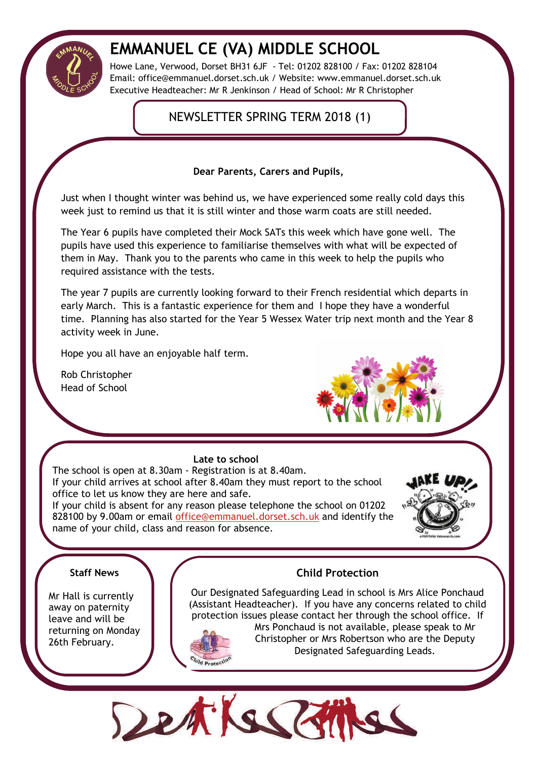# EMMANUEL CE (VA) MIDDLE SCHOOL

Howe Lane, Verwood, Dorset BH31 6JF - Tel: 01202 828100 / Fax: 01202 828104
Email: office@emmanuel.dorset.sch.uk / Website: www.emmanuel.dorset.sch.uk
Executive Headteacher: Mr R Jenkinson / Head of School: Mr R Christopher

## NEWSLETTER SPRING TERM 2018 (1)

**Dear Parents, Carers and Pupils,**

Just when I thought winter was behind us, we have experienced some really cold days this week just to remind us that it is still winter and those warm coats are still needed.

The Year 6 pupils have completed their Mock SATs this week which have gone well. The pupils have used this experience to familiarise themselves with what will be expected of them in May. Thank you to the parents who came in this week to help the pupils who required assistance with the tests.

The year 7 pupils are currently looking forward to their French residential which departs in early March. This is a fantastic experience for them and I hope they have a wonderful time. Planning has also started for the Year 5 Wessex Water trip next month and the Year 8 activity week in June.

Hope you all have an enjoyable half term.

Rob Christopher
Head of School

### Late to school

The school is open at 8.30am - Registration is at 8.40am.
If your child arrives at school after 8.40am they must report to the school office to let us know they are here and safe.
If your child is absent for any reason please telephone the school on 01202 828100 by 9.00am or email office@emmanuel.dorset.sch.uk and identify the name of your child, class and reason for absence.

### Staff News

Mr Hall is currently away on paternity leave and will be returning on Monday 26th February.

### Child Protection

Our Designated Safeguarding Lead in school is Mrs Alice Ponchaud (Assistant Headteacher). If you have any concerns related to child protection issues please contact her through the school office. If Mrs Ponchaud is not available, please speak to Mr Christopher or Mrs Robertson who are the Deputy Designated Safeguarding Leads.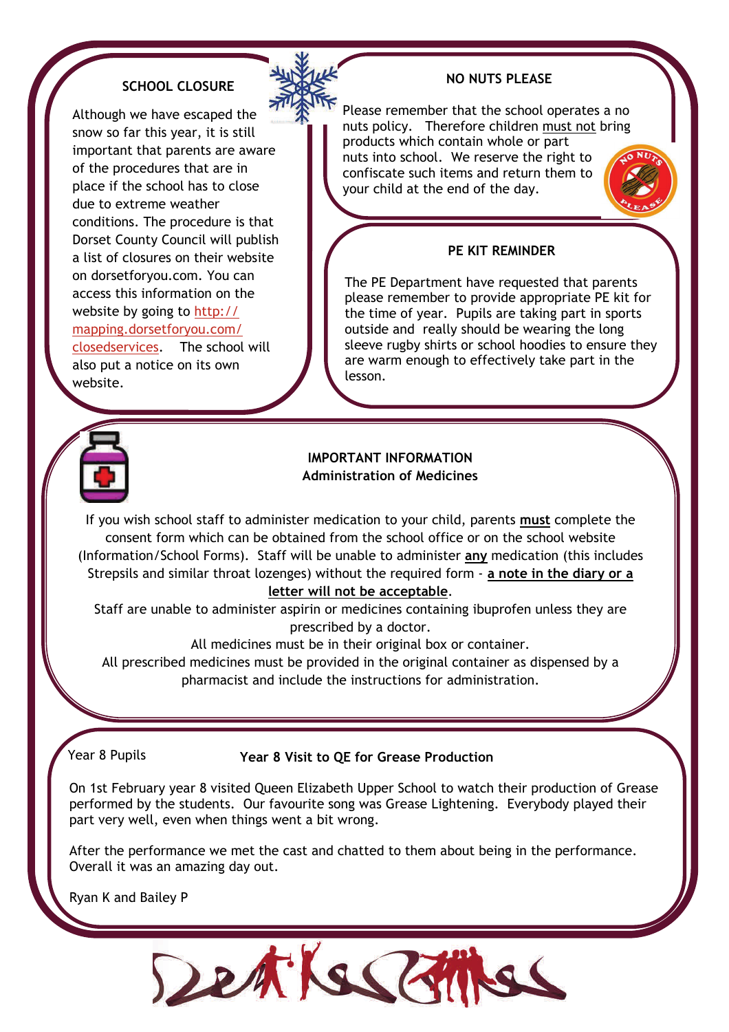## SCHOOL CLOSURE

Although we have escaped the snow so far this year, it is still important that parents are aware of the procedures that are in place if the school has to close due to extreme weather conditions. The procedure is that Dorset County Council will publish a list of closures on their website on dorsetforyou.com. You can access this information on the website by going to http://mapping.dorsetforyou.com/closedservices. The school will also put a notice on its own website.

## NO NUTS PLEASE

Please remember that the school operates a no nuts policy. Therefore children must not bring products which contain whole or part nuts into school. We reserve the right to confiscate such items and return them to your child at the end of the day.

## PE KIT REMINDER

The PE Department have requested that parents please remember to provide appropriate PE kit for the time of year. Pupils are taking part in sports outside and really should be wearing the long sleeve rugby shirts or school hoodies to ensure they are warm enough to effectively take part in the lesson.

## IMPORTANT INFORMATION
### Administration of Medicines

If you wish school staff to administer medication to your child, parents **must** complete the consent form which can be obtained from the school office or on the school website (Information/School Forms). Staff will be unable to administer **any** medication (this includes Strepsils and similar throat lozenges) without the required form - **a note in the diary or a letter will not be acceptable**.

Staff are unable to administer aspirin or medicines containing ibuprofen unless they are prescribed by a doctor.

All medicines must be in their original box or container.

All prescribed medicines must be provided in the original container as dispensed by a pharmacist and include the instructions for administration.

Year 8 Pupils

## Year 8 Visit to QE for Grease Production

On 1st February year 8 visited Queen Elizabeth Upper School to watch their production of Grease performed by the students. Our favourite song was Grease Lightening. Everybody played their part very well, even when things went a bit wrong.

After the performance we met the cast and chatted to them about being in the performance. Overall it was an amazing day out.

Ryan K and Bailey P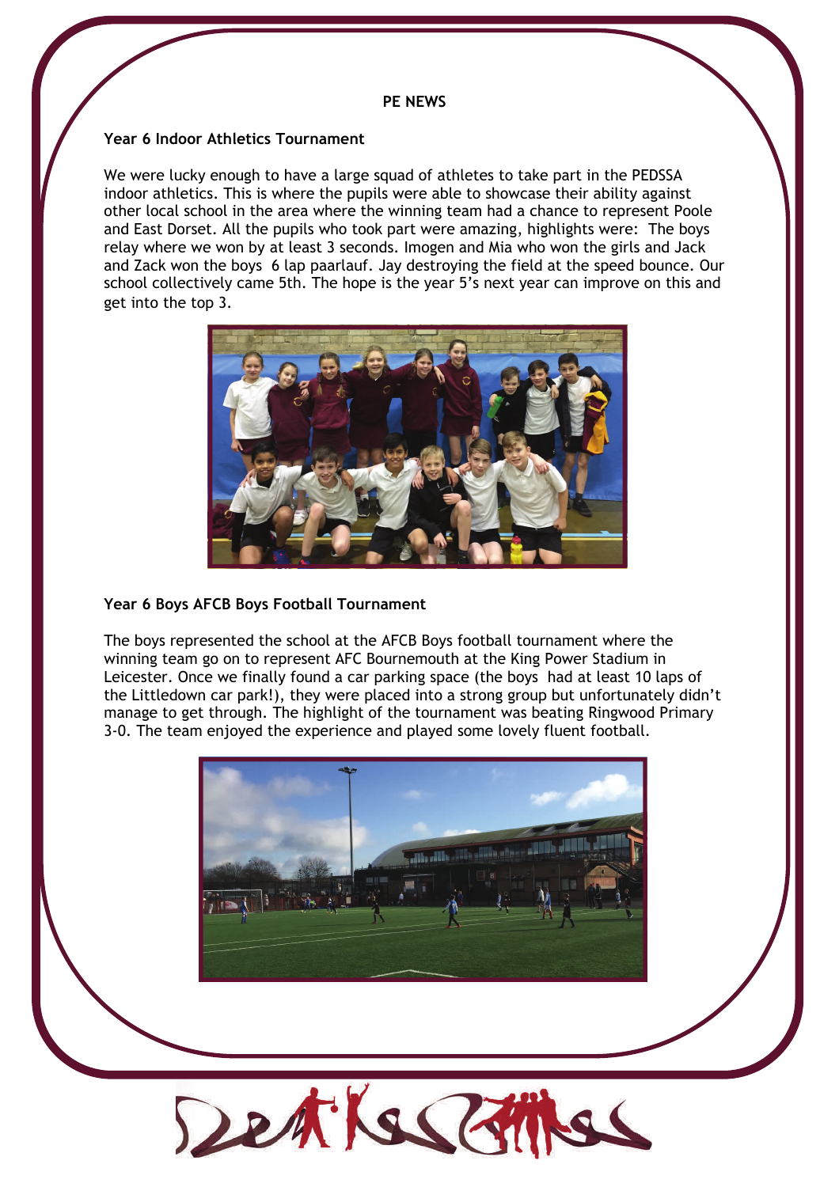## PE NEWS

### Year 6 Indoor Athletics Tournament

We were lucky enough to have a large squad of athletes to take part in the PEDSSA indoor athletics. This is where the pupils were able to showcase their ability against other local school in the area where the winning team had a chance to represent Poole and East Dorset. All the pupils who took part were amazing, highlights were: The boys relay where we won by at least 3 seconds. Imogen and Mia who won the girls and Jack and Zack won the boys 6 lap paarlauf. Jay destroying the field at the speed bounce. Our school collectively came 5th. The hope is the year 5's next year can improve on this and get into the top 3.

### Year 6 Boys AFCB Boys Football Tournament

The boys represented the school at the AFCB Boys football tournament where the winning team go on to represent AFC Bournemouth at the King Power Stadium in Leicester. Once we finally found a car parking space (the boys had at least 10 laps of the Littledown car park!), they were placed into a strong group but unfortunately didn't manage to get through. The highlight of the tournament was beating Ringwood Primary 3-0. The team enjoyed the experience and played some lovely fluent football.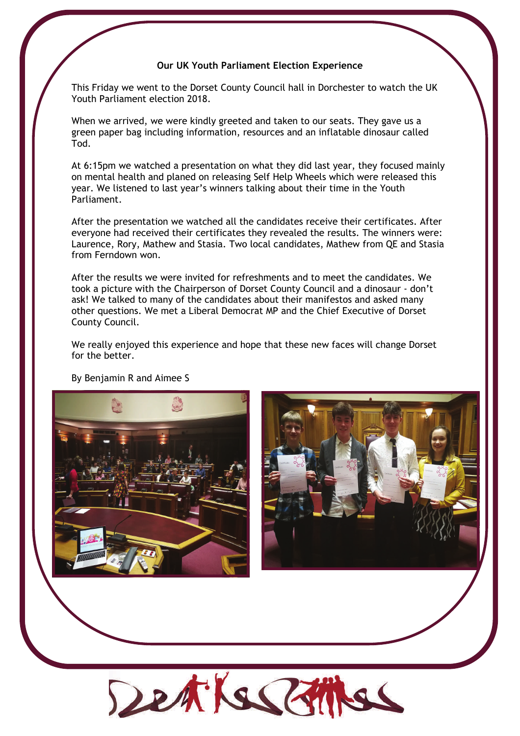## Our UK Youth Parliament Election Experience

This Friday we went to the Dorset County Council hall in Dorchester to watch the UK Youth Parliament election 2018.

When we arrived, we were kindly greeted and taken to our seats. They gave us a green paper bag including information, resources and an inflatable dinosaur called Tod.

At 6:15pm we watched a presentation on what they did last year, they focused mainly on mental health and planed on releasing Self Help Wheels which were released this year. We listened to last year's winners talking about their time in the Youth Parliament.

After the presentation we watched all the candidates receive their certificates. After everyone had received their certificates they revealed the results. The winners were: Laurence, Rory, Mathew and Stasia. Two local candidates, Mathew from QE and Stasia from Ferndown won.

After the results we were invited for refreshments and to meet the candidates. We took a picture with the Chairperson of Dorset County Council and a dinosaur - don't ask! We talked to many of the candidates about their manifestos and asked many other questions. We met a Liberal Democrat MP and the Chief Executive of Dorset County Council.

We really enjoyed this experience and hope that these new faces will change Dorset for the better.

By Benjamin R and Aimee S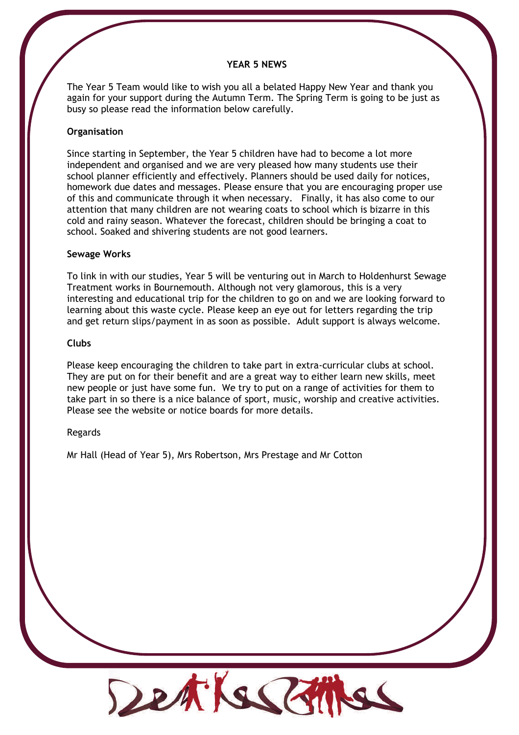## YEAR 5 NEWS

The Year 5 Team would like to wish you all a belated Happy New Year and thank you again for your support during the Autumn Term. The Spring Term is going to be just as busy so please read the information below carefully.

### Organisation

Since starting in September, the Year 5 children have had to become a lot more independent and organised and we are very pleased how many students use their school planner efficiently and effectively. Planners should be used daily for notices, homework due dates and messages. Please ensure that you are encouraging proper use of this and communicate through it when necessary. Finally, it has also come to our attention that many children are not wearing coats to school which is bizarre in this cold and rainy season. Whatever the forecast, children should be bringing a coat to school. Soaked and shivering students are not good learners.

### Sewage Works

To link in with our studies, Year 5 will be venturing out in March to Holdenhurst Sewage Treatment works in Bournemouth. Although not very glamorous, this is a very interesting and educational trip for the children to go on and we are looking forward to learning about this waste cycle. Please keep an eye out for letters regarding the trip and get return slips/payment in as soon as possible. Adult support is always welcome.

### Clubs

Please keep encouraging the children to take part in extra-curricular clubs at school. They are put on for their benefit and are a great way to either learn new skills, meet new people or just have some fun. We try to put on a range of activities for them to take part in so there is a nice balance of sport, music, worship and creative activities. Please see the website or notice boards for more details.

Regards

Mr Hall (Head of Year 5), Mrs Robertson, Mrs Prestage and Mr Cotton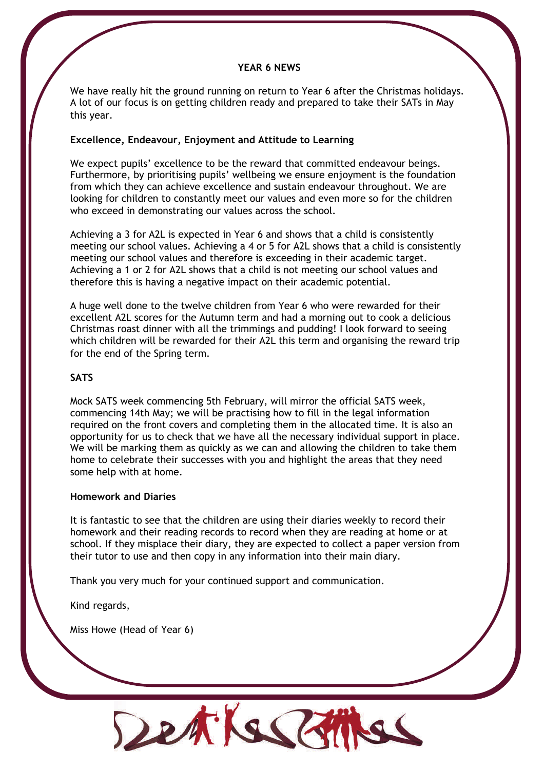## YEAR 6 NEWS

We have really hit the ground running on return to Year 6 after the Christmas holidays. A lot of our focus is on getting children ready and prepared to take their SATs in May this year.

**Excellence, Endeavour, Enjoyment and Attitude to Learning**

We expect pupils' excellence to be the reward that committed endeavour beings. Furthermore, by prioritising pupils' wellbeing we ensure enjoyment is the foundation from which they can achieve excellence and sustain endeavour throughout. We are looking for children to constantly meet our values and even more so for the children who exceed in demonstrating our values across the school.

Achieving a 3 for A2L is expected in Year 6 and shows that a child is consistently meeting our school values. Achieving a 4 or 5 for A2L shows that a child is consistently meeting our school values and therefore is exceeding in their academic target. Achieving a 1 or 2 for A2L shows that a child is not meeting our school values and therefore this is having a negative impact on their academic potential.

A huge well done to the twelve children from Year 6 who were rewarded for their excellent A2L scores for the Autumn term and had a morning out to cook a delicious Christmas roast dinner with all the trimmings and pudding! I look forward to seeing which children will be rewarded for their A2L this term and organising the reward trip for the end of the Spring term.

**SATS**

Mock SATS week commencing 5th February, will mirror the official SATS week, commencing 14th May; we will be practising how to fill in the legal information required on the front covers and completing them in the allocated time. It is also an opportunity for us to check that we have all the necessary individual support in place. We will be marking them as quickly as we can and allowing the children to take them home to celebrate their successes with you and highlight the areas that they need some help with at home.

**Homework and Diaries**

It is fantastic to see that the children are using their diaries weekly to record their homework and their reading records to record when they are reading at home or at school. If they misplace their diary, they are expected to collect a paper version from their tutor to use and then copy in any information into their main diary.

Thank you very much for your continued support and communication.

Kind regards,

Miss Howe (Head of Year 6)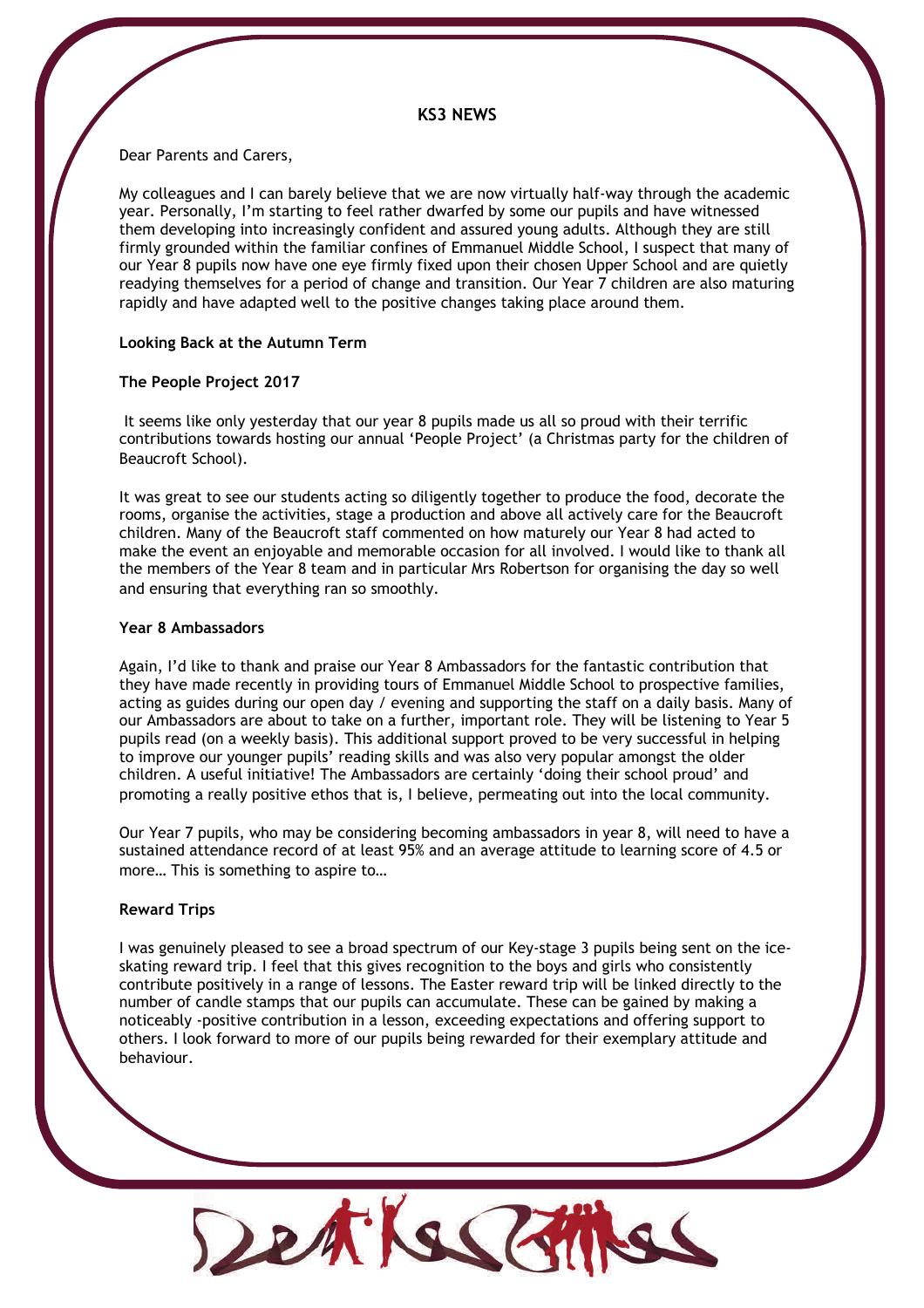## KS3 NEWS

Dear Parents and Carers,

My colleagues and I can barely believe that we are now virtually half-way through the academic year. Personally, I'm starting to feel rather dwarfed by some our pupils and have witnessed them developing into increasingly confident and assured young adults. Although they are still firmly grounded within the familiar confines of Emmanuel Middle School, I suspect that many of our Year 8 pupils now have one eye firmly fixed upon their chosen Upper School and are quietly readying themselves for a period of change and transition. Our Year 7 children are also maturing rapidly and have adapted well to the positive changes taking place around them.

### Looking Back at the Autumn Term

### The People Project 2017

It seems like only yesterday that our year 8 pupils made us all so proud with their terrific contributions towards hosting our annual 'People Project' (a Christmas party for the children of Beaucroft School).

It was great to see our students acting so diligently together to produce the food, decorate the rooms, organise the activities, stage a production and above all actively care for the Beaucroft children. Many of the Beaucroft staff commented on how maturely our Year 8 had acted to make the event an enjoyable and memorable occasion for all involved. I would like to thank all the members of the Year 8 team and in particular Mrs Robertson for organising the day so well and ensuring that everything ran so smoothly.

### Year 8 Ambassadors

Again, I'd like to thank and praise our Year 8 Ambassadors for the fantastic contribution that they have made recently in providing tours of Emmanuel Middle School to prospective families, acting as guides during our open day / evening and supporting the staff on a daily basis. Many of our Ambassadors are about to take on a further, important role. They will be listening to Year 5 pupils read (on a weekly basis). This additional support proved to be very successful in helping to improve our younger pupils' reading skills and was also very popular amongst the older children. A useful initiative! The Ambassadors are certainly 'doing their school proud' and promoting a really positive ethos that is, I believe, permeating out into the local community.

Our Year 7 pupils, who may be considering becoming ambassadors in year 8, will need to have a sustained attendance record of at least 95% and an average attitude to learning score of 4.5 or more… This is something to aspire to…

### Reward Trips

I was genuinely pleased to see a broad spectrum of our Key-stage 3 pupils being sent on the ice-skating reward trip. I feel that this gives recognition to the boys and girls who consistently contribute positively in a range of lessons. The Easter reward trip will be linked directly to the number of candle stamps that our pupils can accumulate. These can be gained by making a noticeably -positive contribution in a lesson, exceeding expectations and offering support to others. I look forward to more of our pupils being rewarded for their exemplary attitude and behaviour.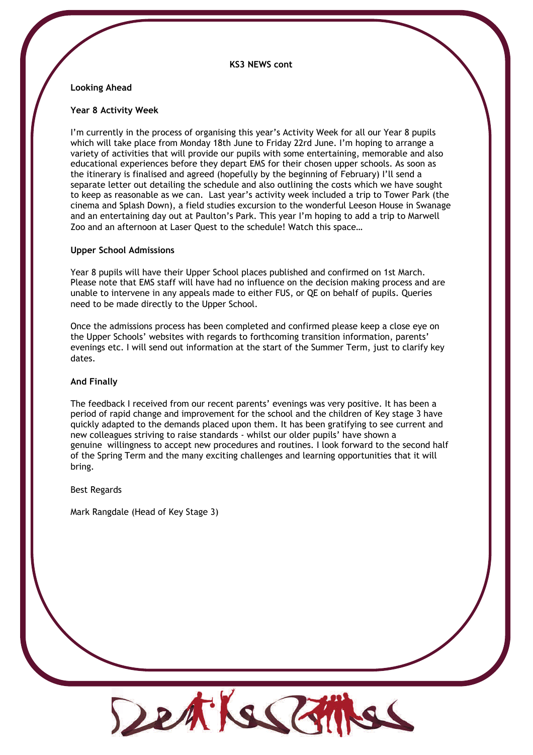**KS3 NEWS cont**

**Looking Ahead**

**Year 8 Activity Week**

I'm currently in the process of organising this year's Activity Week for all our Year 8 pupils which will take place from Monday 18th June to Friday 22rd June. I'm hoping to arrange a variety of activities that will provide our pupils with some entertaining, memorable and also educational experiences before they depart EMS for their chosen upper schools. As soon as the itinerary is finalised and agreed (hopefully by the beginning of February) I'll send a separate letter out detailing the schedule and also outlining the costs which we have sought to keep as reasonable as we can. Last year's activity week included a trip to Tower Park (the cinema and Splash Down), a field studies excursion to the wonderful Leeson House in Swanage and an entertaining day out at Paulton's Park. This year I'm hoping to add a trip to Marwell Zoo and an afternoon at Laser Quest to the schedule! Watch this space…

**Upper School Admissions**

Year 8 pupils will have their Upper School places published and confirmed on 1st March. Please note that EMS staff will have had no influence on the decision making process and are unable to intervene in any appeals made to either FUS, or QE on behalf of pupils. Queries need to be made directly to the Upper School.

Once the admissions process has been completed and confirmed please keep a close eye on the Upper Schools' websites with regards to forthcoming transition information, parents' evenings etc. I will send out information at the start of the Summer Term, just to clarify key dates.

**And Finally**

The feedback I received from our recent parents' evenings was very positive. It has been a period of rapid change and improvement for the school and the children of Key stage 3 have quickly adapted to the demands placed upon them. It has been gratifying to see current and new colleagues striving to raise standards - whilst our older pupils' have shown a genuine willingness to accept new procedures and routines. I look forward to the second half of the Spring Term and the many exciting challenges and learning opportunities that it will bring.

Best Regards

Mark Rangdale (Head of Key Stage 3)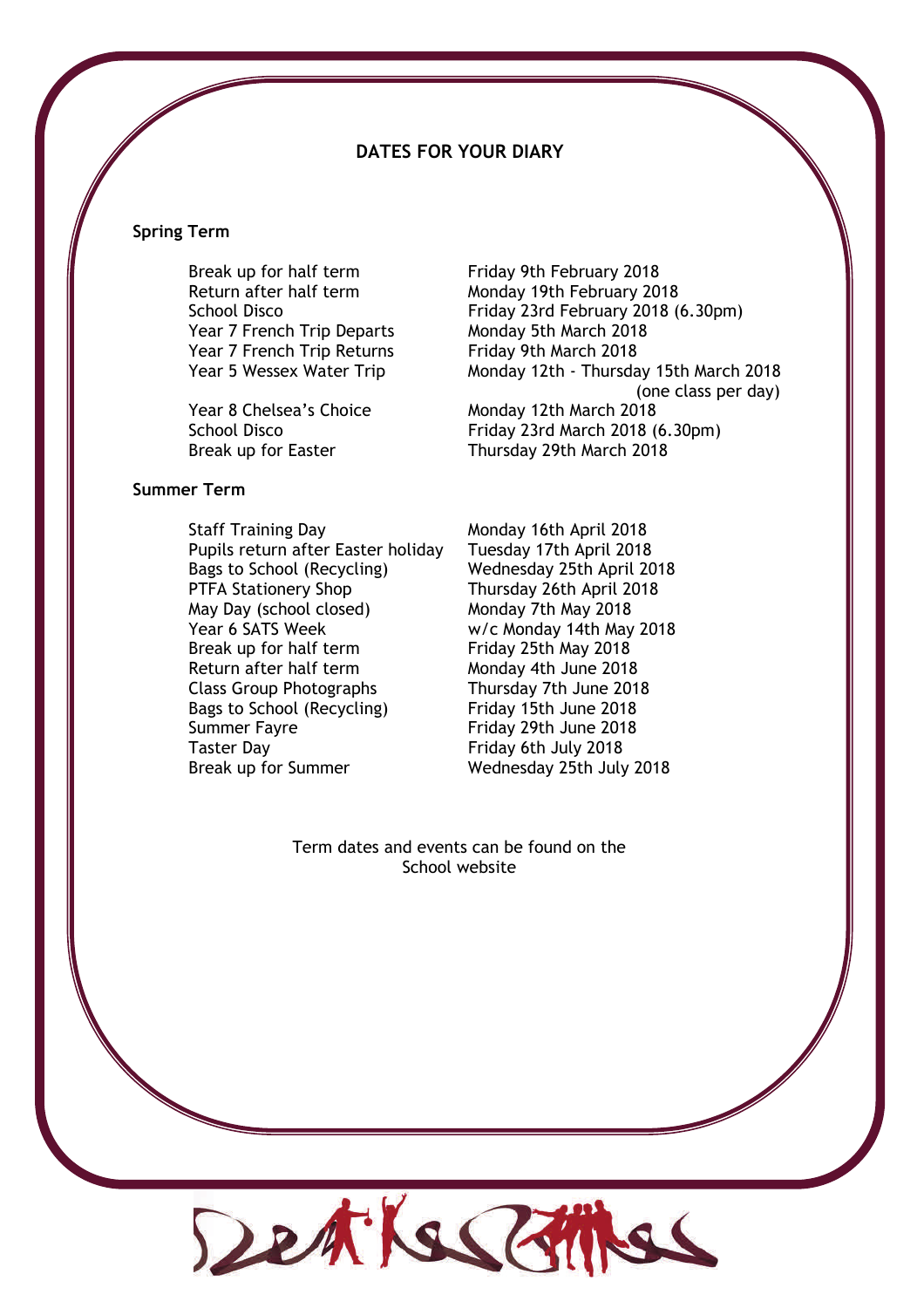## DATES FOR YOUR DIARY

**Spring Term**

| | |
|---|---|
| Break up for half term | Friday 9th February 2018 |
| Return after half term | Monday 19th February 2018 |
| School Disco | Friday 23rd February 2018 (6.30pm) |
| Year 7 French Trip Departs | Monday 5th March 2018 |
| Year 7 French Trip Returns | Friday 9th March 2018 |
| Year 5 Wessex Water Trip | Monday 12th - Thursday 15th March 2018 (one class per day) |
| Year 8 Chelsea's Choice | Monday 12th March 2018 |
| School Disco | Friday 23rd March 2018 (6.30pm) |
| Break up for Easter | Thursday 29th March 2018 |

**Summer Term**

| | |
|---|---|
| Staff Training Day | Monday 16th April 2018 |
| Pupils return after Easter holiday | Tuesday 17th April 2018 |
| Bags to School (Recycling) | Wednesday 25th April 2018 |
| PTFA Stationery Shop | Thursday 26th April 2018 |
| May Day (school closed) | Monday 7th May 2018 |
| Year 6 SATS Week | w/c Monday 14th May 2018 |
| Break up for half term | Friday 25th May 2018 |
| Return after half term | Monday 4th June 2018 |
| Class Group Photographs | Thursday 7th June 2018 |
| Bags to School (Recycling) | Friday 15th June 2018 |
| Summer Fayre | Friday 29th June 2018 |
| Taster Day | Friday 6th July 2018 |
| Break up for Summer | Wednesday 25th July 2018 |

Term dates and events can be found on the School website